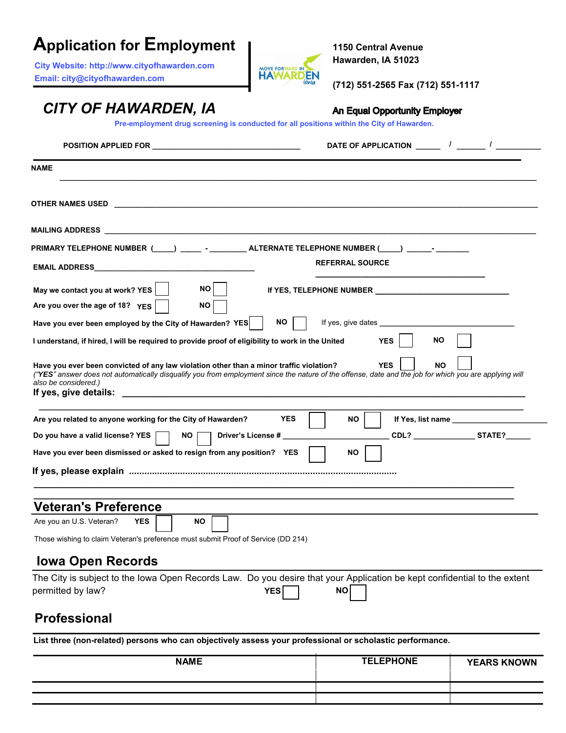# Application for Employment

City Website: http://www.cityofhawarden.com
Email: city@cityofhawarden.com

1150 Central Avenue
Hawarden, IA 51023

(712) 551-2565 Fax (712) 551-1117

## CITY OF HAWARDEN, IA

**An Equal Opportunity Employer**

Pre-employment drug screening is conducted for all positions within the City of Hawarden.

**POSITION APPLIED FOR** ________________________________ **DATE OF APPLICATION** _____ / ______ / __________

**NAME** ______________________________________________________________________________

**OTHER NAMES USED** ______________________________________________________________________

**MAILING ADDRESS** ________________________________________________________________________

**PRIMARY TELEPHONE NUMBER** (____) ____ - ________ **ALTERNATE TELEPHONE NUMBER** (____) _____- _______

**EMAIL ADDRESS**__________________________________ **REFERRAL SOURCE** ______________________________

**May we contact you at work? YES** ☐ **NO** ☐ **If YES, TELEPHONE NUMBER** ______________________________

**Are you over the age of 18? YES** ☐ **NO** ☐

**Have you ever been employed by the City of Hawarden? YES** ☐ **NO** ☐ If yes, give dates ____________________________

**I understand, if hired, I will be required to provide proof of eligibility to work in the United** **YES** ☐ **NO** ☐

**Have you ever been convicted of any law violation other than a minor traffic violation?** **YES** ☐ **NO** ☐
*("YES" answer does not automatically disqualify you from employment since the nature of the offense, date and the job for which you are applying will also be considered.)*

**If yes, give details:** ________________________________________________________________________

______________________________________________________________________________________

**Are you related to anyone working for the City of Hawarden?** **YES** ☐ **NO** ☐ **If Yes, list name** ______________________

**Do you have a valid license? YES** ☐ **NO** ☐ **Driver's License #** ______________________ **CDL?** ______________ **STATE?**______

**Have you ever been dismissed or asked to resign from any position? YES** ☐ **NO** ☐

**If yes, please explain** ......................................................................................................

______________________________________________________________________________________

______________________________________________________________________________________

## Veteran's Preference

Are you an U.S. Veteran? **YES** ☐ **NO** ☐

Those wishing to claim Veteran's preference must submit Proof of Service (DD 214)

## Iowa Open Records

The City is subject to the Iowa Open Records Law. Do you desire that your Application be kept confidential to the extent permitted by law? **YES** ☐ **NO** ☐

## Professional

**List three (non-related) persons who can objectively assess your professional or scholastic performance.**

| NAME | TELEPHONE | YEARS KNOWN |
|---|---|---|
| | | |
| | | |
| | | |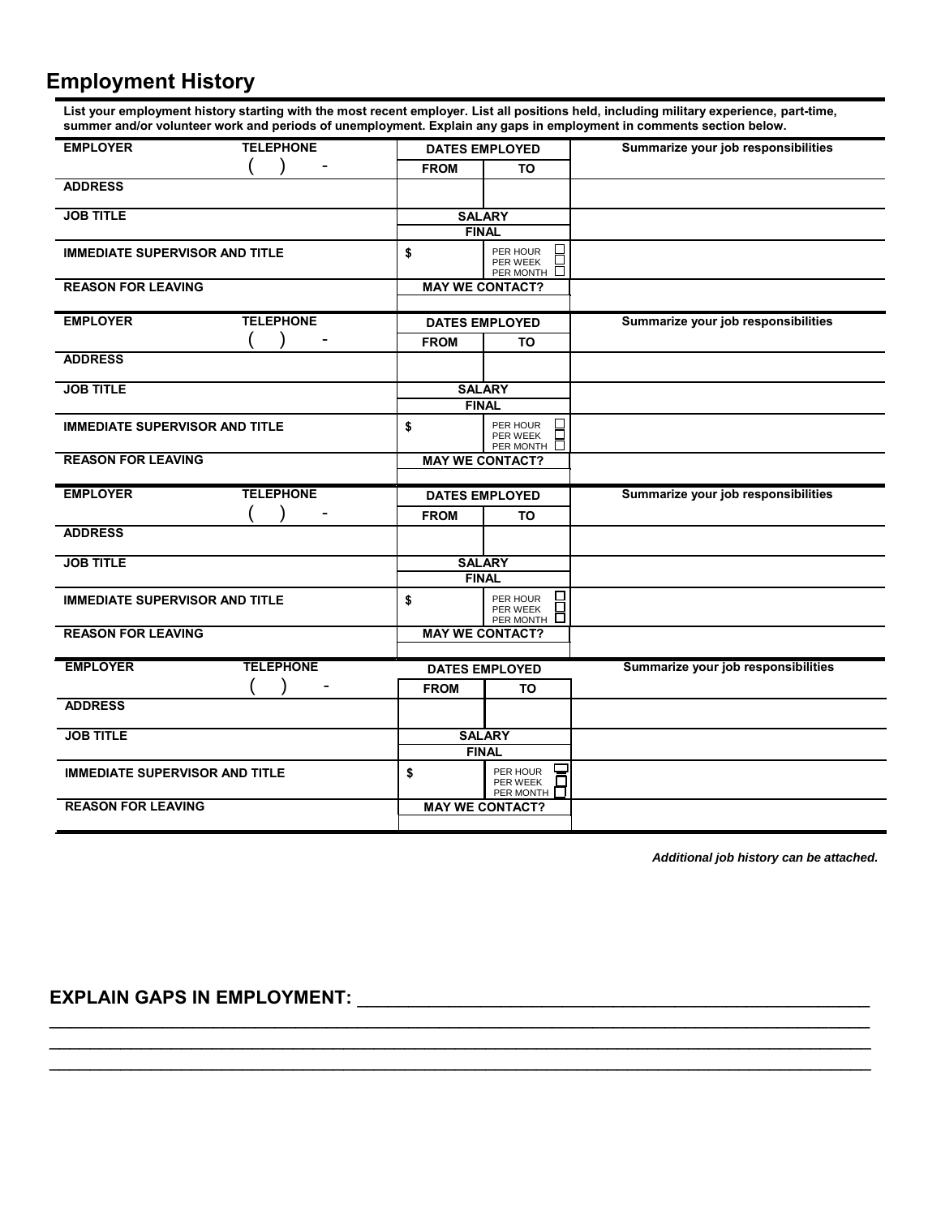## Employment History

**List your employment history starting with the most recent employer. List all positions held, including military experience, part-time, summer and/or volunteer work and periods of unemployment. Explain any gaps in employment in comments section below.**

| EMPLOYER | TELEPHONE | DATES EMPLOYED | | Summarize your job responsibilities |
|---|---|---|---|---|
| | ( ) - | FROM | TO | |
| ADDRESS | | | | |
| JOB TITLE | | SALARY FINAL | | |
| IMMEDIATE SUPERVISOR AND TITLE | | $ | PER HOUR ☐ PER WEEK ☐ PER MONTH ☐ | |
| REASON FOR LEAVING | | MAY WE CONTACT? | | |
| | | | | |

| EMPLOYER | TELEPHONE | DATES EMPLOYED | | Summarize your job responsibilities |
|---|---|---|---|---|
| | ( ) - | FROM | TO | |
| ADDRESS | | | | |
| JOB TITLE | | SALARY FINAL | | |
| IMMEDIATE SUPERVISOR AND TITLE | | $ | PER HOUR ☐ PER WEEK ☐ PER MONTH ☐ | |
| REASON FOR LEAVING | | MAY WE CONTACT? | | |
| | | | | |

| EMPLOYER | TELEPHONE | DATES EMPLOYED | | Summarize your job responsibilities |
|---|---|---|---|---|
| | ( ) - | FROM | TO | |
| ADDRESS | | | | |
| JOB TITLE | | SALARY FINAL | | |
| IMMEDIATE SUPERVISOR AND TITLE | | $ | PER HOUR ☐ PER WEEK ☐ PER MONTH ☐ | |
| REASON FOR LEAVING | | MAY WE CONTACT? | | |
| | | | | |

| EMPLOYER | TELEPHONE | DATES EMPLOYED | | Summarize your job responsibilities |
|---|---|---|---|---|
| | ( ) - | FROM | TO | |
| ADDRESS | | | | |
| JOB TITLE | | SALARY FINAL | | |
| IMMEDIATE SUPERVISOR AND TITLE | | $ | PER HOUR ☐ PER WEEK ☐ PER MONTH ☐ | |
| REASON FOR LEAVING | | MAY WE CONTACT? | | |
| | | | | |

***Additional job history can be attached.***

**EXPLAIN GAPS IN EMPLOYMENT:** ____________________________________________________

______________________________________________________________________________

______________________________________________________________________________

______________________________________________________________________________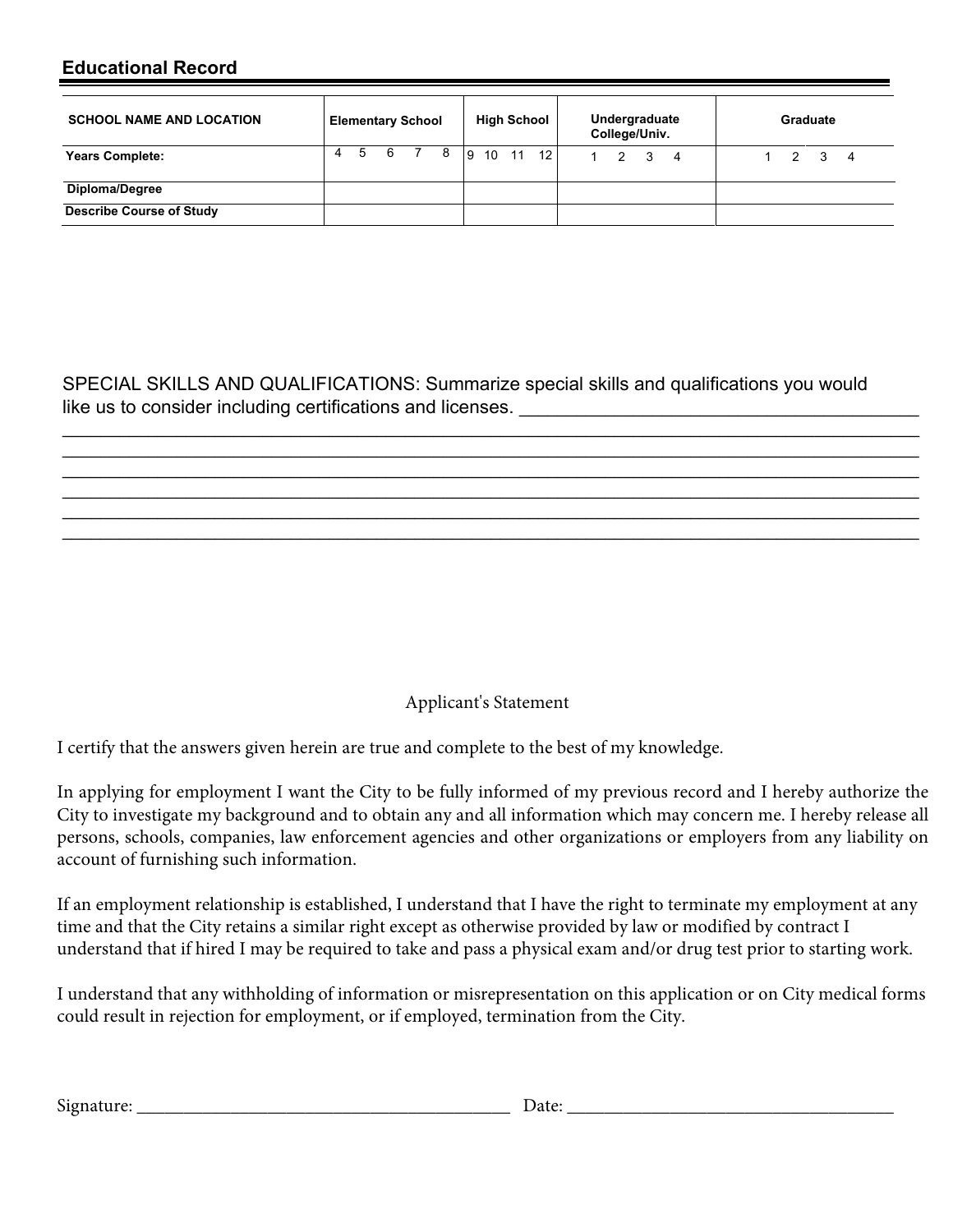## Educational Record

| SCHOOL NAME AND LOCATION | Elementary School | High School | Undergraduate College/Univ. | Graduate |
|---|---|---|---|---|
| Years Complete: | 4 5 6 7 8 | 9 10 11 12 | 1 2 3 4 | 1 2 3 4 |
| Diploma/Degree | | | | |
| Describe Course of Study | | | | |

SPECIAL SKILLS AND QUALIFICATIONS: Summarize special skills and qualifications you would like us to consider including certifications and licenses. ________________________________________
______________________________________________________________________________________
______________________________________________________________________________________
______________________________________________________________________________________
______________________________________________________________________________________
______________________________________________________________________________________
______________________________________________________________________________________

Applicant's Statement

I certify that the answers given herein are true and complete to the best of my knowledge.

In applying for employment I want the City to be fully informed of my previous record and I hereby authorize the City to investigate my background and to obtain any and all information which may concern me. I hereby release all persons, schools, companies, law enforcement agencies and other organizations or employers from any liability on account of furnishing such information.

If an employment relationship is established, I understand that I have the right to terminate my employment at any time and that the City retains a similar right except as otherwise provided by law or modified by contract I understand that if hired I may be required to take and pass a physical exam and/or drug test prior to starting work.

I understand that any withholding of information or misrepresentation on this application or on City medical forms could result in rejection for employment, or if employed, termination from the City.

Signature: ________________________________________ Date: ___________________________________